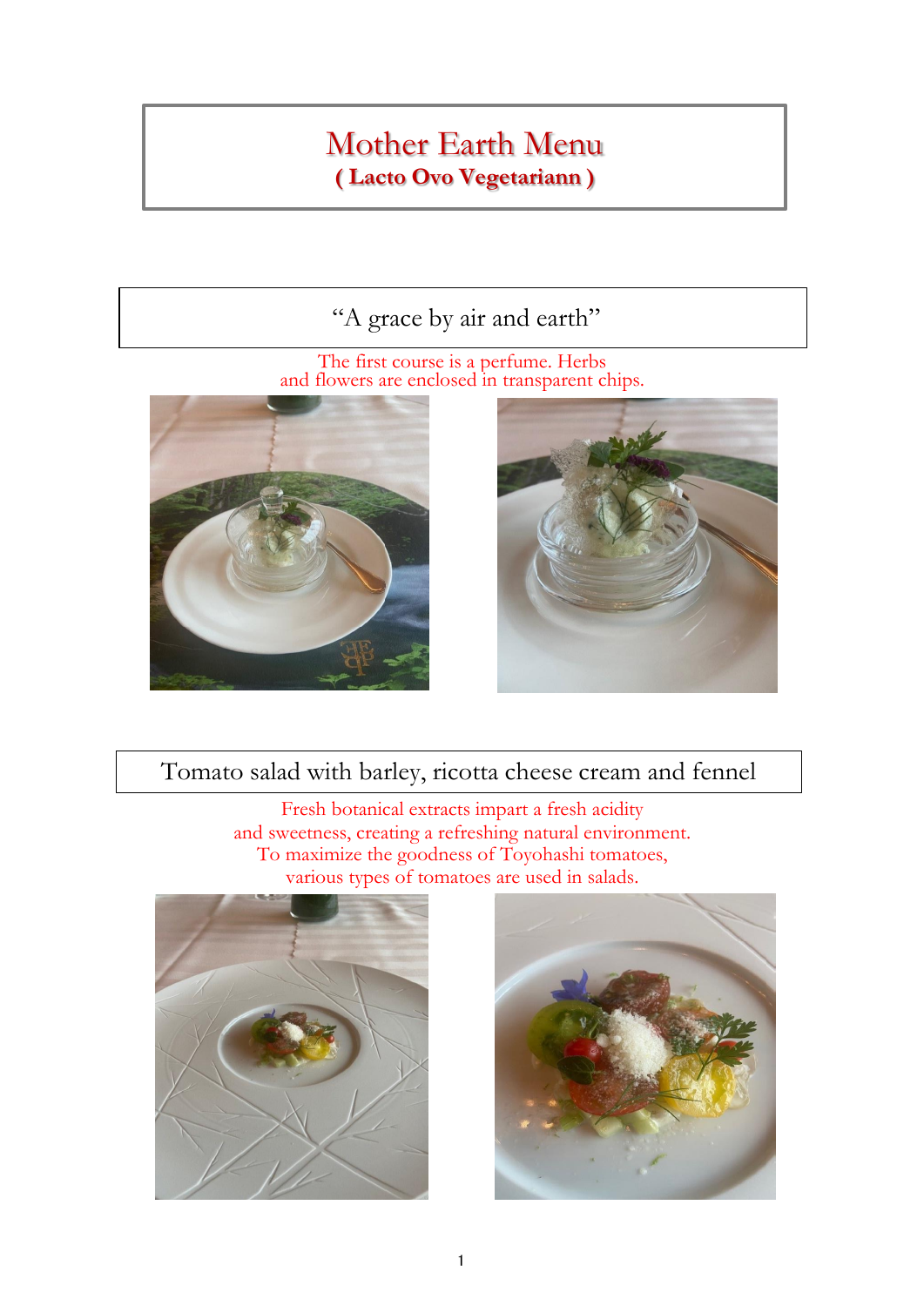# Mother Earth Menu

**( Lacto Ovo Vegetariann )**

## "A grace by air and earth"

The first course is a perfume. Herbs and flowers are enclosed in transparent chips.

## Tomato salad with barley, ricotta cheese cream and fennel

Fresh botanical extracts impart a fresh acidity and sweetness, creating a refreshing natural environment. To maximize the goodness of Toyohashi tomatoes, various types of tomatoes are used in salads.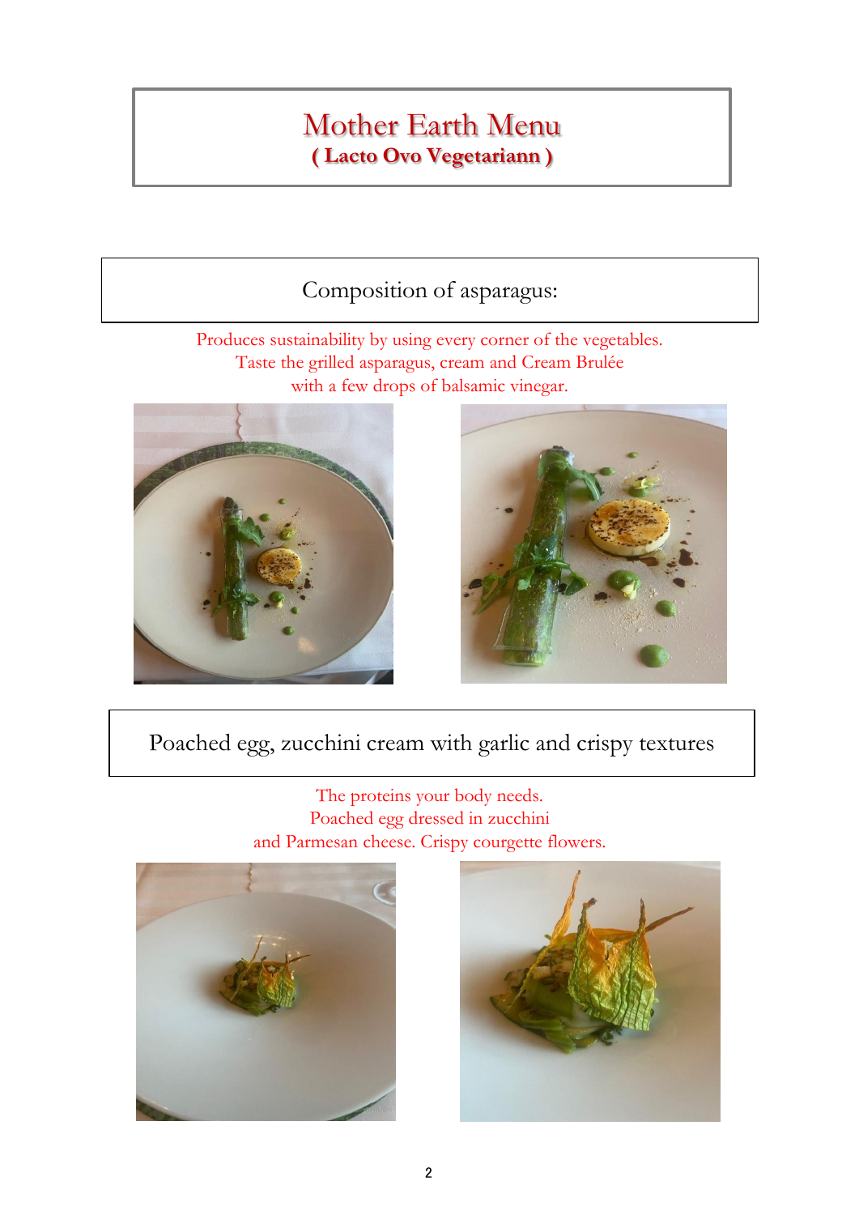# Mother Earth Menu

**( Lacto Ovo Vegetariann )**

## Composition of asparagus:

Produces sustainability by using every corner of the vegetables.
Taste the grilled asparagus, cream and Cream Brulée
with a few drops of balsamic vinegar.

## Poached egg, zucchini cream with garlic and crispy textures

The proteins your body needs.
Poached egg dressed in zucchini
and Parmesan cheese. Crispy courgette flowers.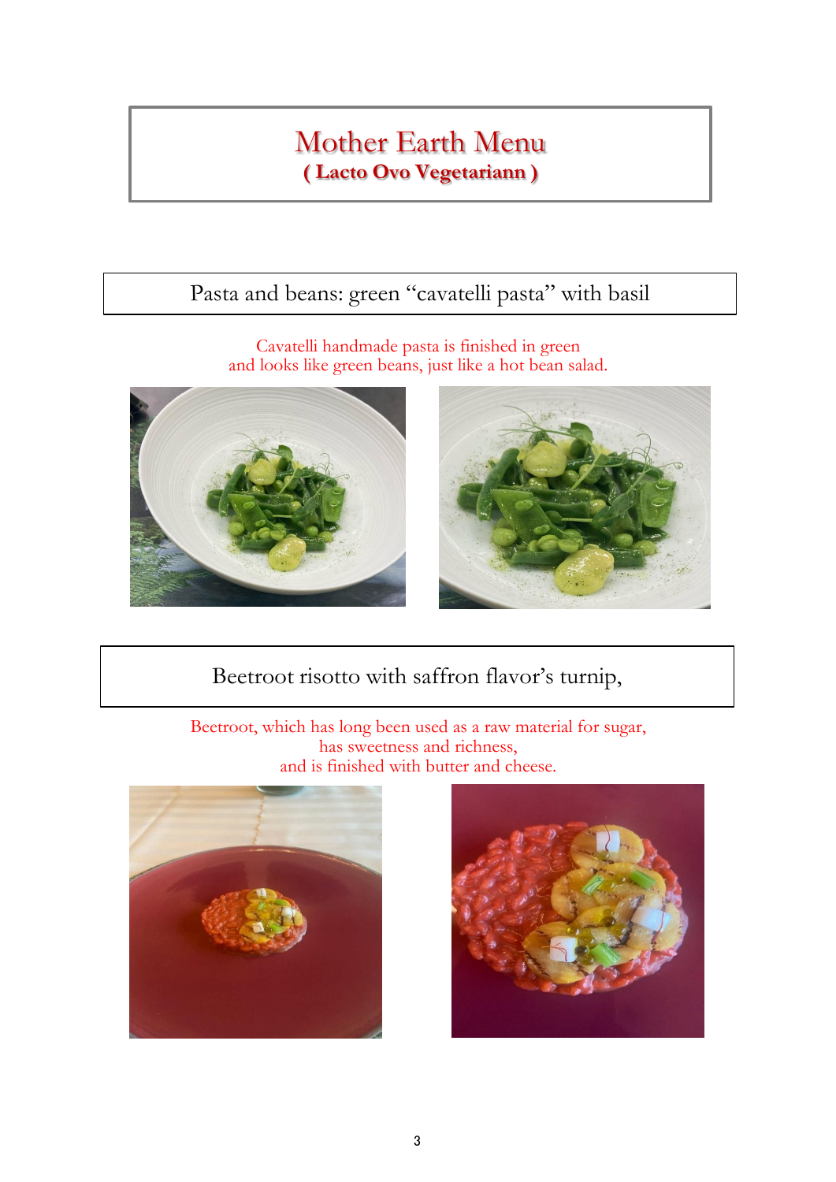# Mother Earth Menu

**( Lacto Ovo Vegetariann )**

## Pasta and beans: green “cavatelli pasta” with basil

Cavatelli handmade pasta is finished in green
and looks like green beans, just like a hot bean salad.

## Beetroot risotto with saffron flavor’s turnip,

Beetroot, which has long been used as a raw material for sugar,
has sweetness and richness,
and is finished with butter and cheese.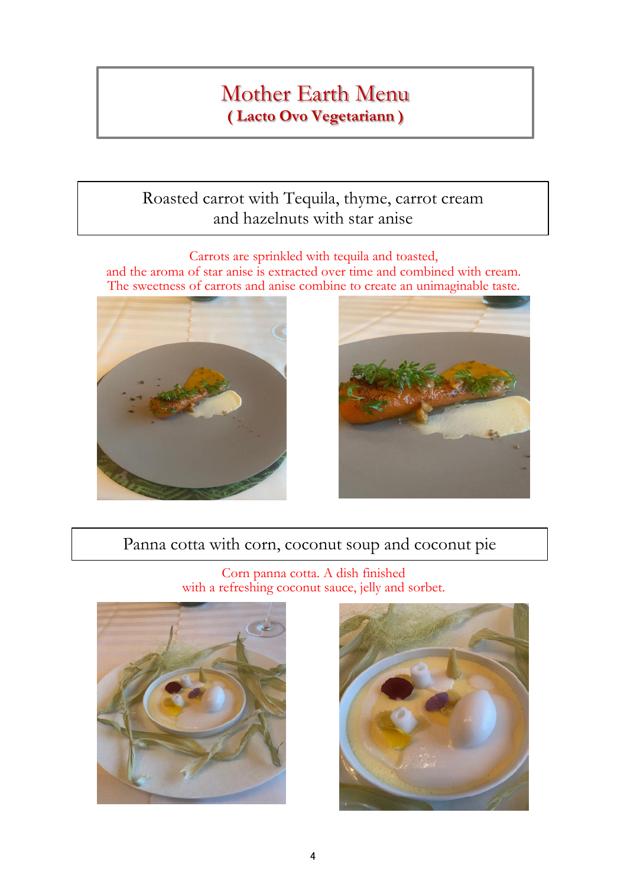# Mother Earth Menu

## ( Lacto Ovo Vegetariann )

### Roasted carrot with Tequila, thyme, carrot cream and hazelnuts with star anise

Carrots are sprinkled with tequila and toasted,
and the aroma of star anise is extracted over time and combined with cream.
The sweetness of carrots and anise combine to create an unimaginable taste.

### Panna cotta with corn, coconut soup and coconut pie

Corn panna cotta. A dish finished
with a refreshing coconut sauce, jelly and sorbet.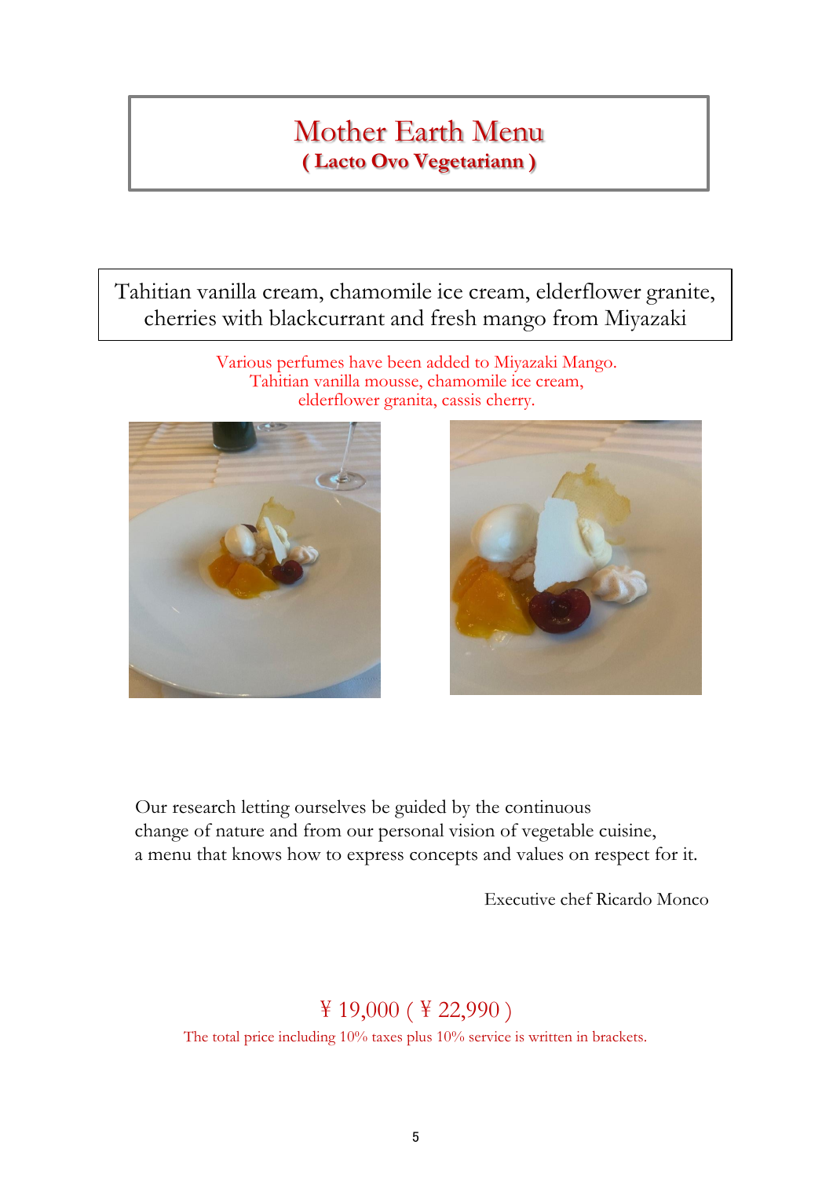# Mother Earth Menu

## ( Lacto Ovo Vegetariann )

Tahitian vanilla cream, chamomile ice cream, elderflower granite, cherries with blackcurrant and fresh mango from Miyazaki

Various perfumes have been added to Miyazaki Mango.
Tahitian vanilla mousse, chamomile ice cream,
elderflower granita, cassis cherry.

Our research letting ourselves be guided by the continuous change of nature and from our personal vision of vegetable cuisine, a menu that knows how to express concepts and values on respect for it.

Executive chef Ricardo Monco

¥ 19,000 ( ¥ 22,990 )

The total price including 10% taxes plus 10% service is written in brackets.